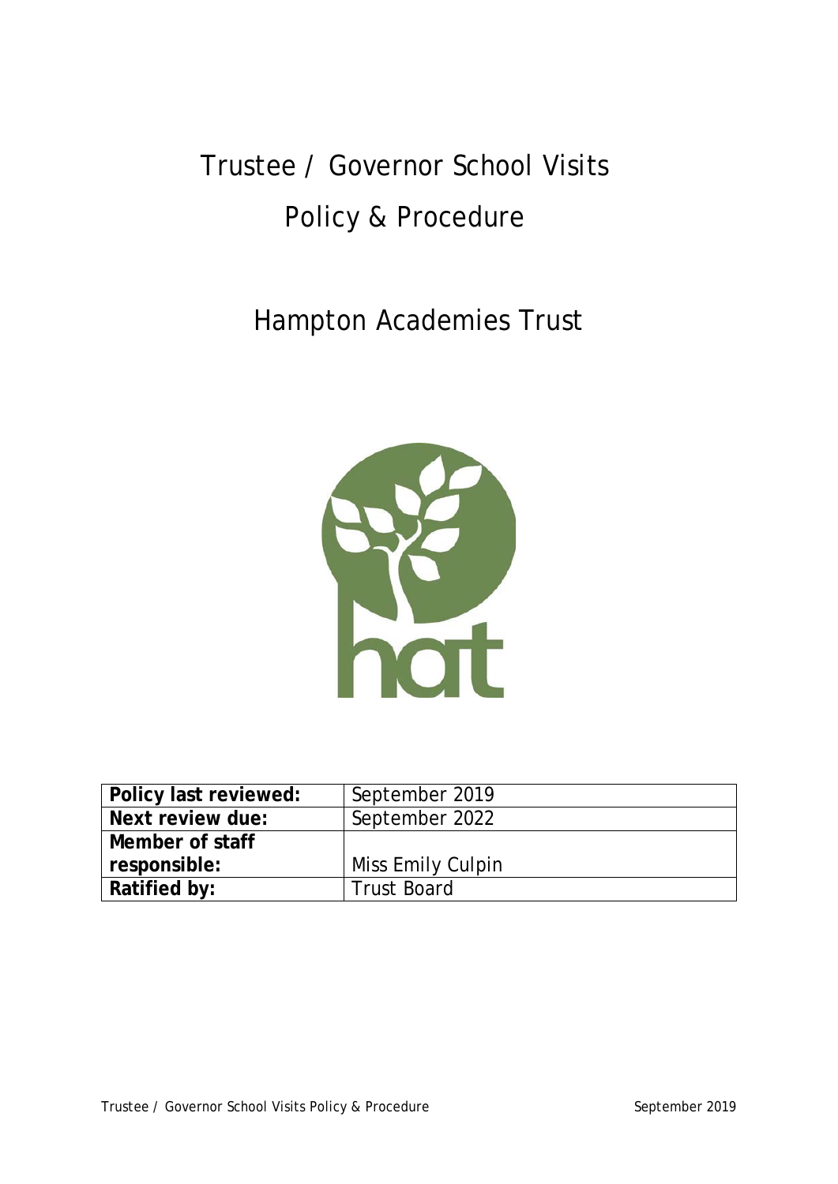# Trustee / Governor School Visits

# Policy & Procedure

## Hampton Academies Trust

| Policy last reviewed: | September 2019 |
| --- | --- |
| Next review due: | September 2022 |
| Member of staff responsible: | Miss Emily Culpin |
| Ratified by: | Trust Board |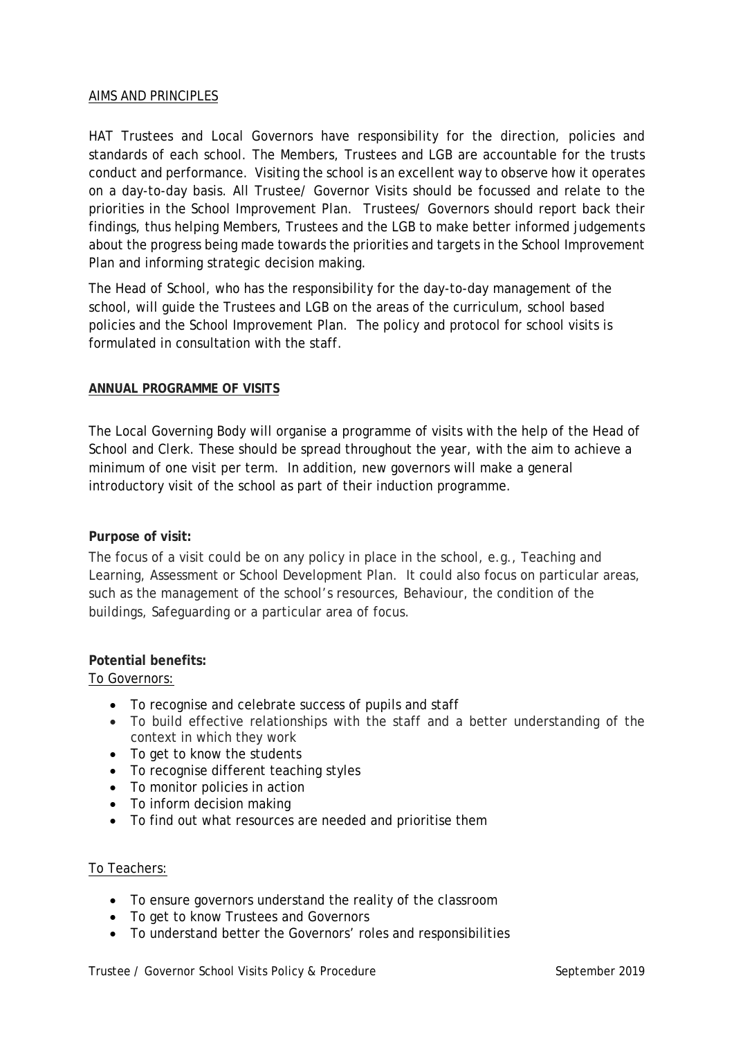## AIMS AND PRINCIPLES

HAT Trustees and Local Governors have responsibility for the direction, policies and standards of each school. The Members, Trustees and LGB are accountable for the trusts conduct and performance. Visiting the school is an excellent way to observe how it operates on a day-to-day basis. All Trustee/ Governor Visits should be focussed and relate to the priorities in the School Improvement Plan. Trustees/ Governors should report back their findings, thus helping Members, Trustees and the LGB to make better informed judgements about the progress being made towards the priorities and targets in the School Improvement Plan and informing strategic decision making.

The Head of School, who has the responsibility for the day-to-day management of the school, will guide the Trustees and LGB on the areas of the curriculum, school based policies and the School Improvement Plan. The policy and protocol for school visits is formulated in consultation with the staff.

## ANNUAL PROGRAMME OF VISITS

The Local Governing Body will organise a programme of visits with the help of the Head of School and Clerk. These should be spread throughout the year, with the aim to achieve a minimum of one visit per term. In addition, new governors will make a general introductory visit of the school as part of their induction programme.

**Purpose of visit:**

The focus of a visit could be on any policy in place in the school, e.g., Teaching and Learning, Assessment or School Development Plan. It could also focus on particular areas, such as the management of the school's resources, Behaviour, the condition of the buildings, Safeguarding or a particular area of focus.

**Potential benefits:**

To Governors:

- To recognise and celebrate success of pupils and staff
- To build effective relationships with the staff and a better understanding of the context in which they work
- To get to know the students
- To recognise different teaching styles
- To monitor policies in action
- To inform decision making
- To find out what resources are needed and prioritise them

To Teachers:

- To ensure governors understand the reality of the classroom
- To get to know Trustees and Governors
- To understand better the Governors' roles and responsibilities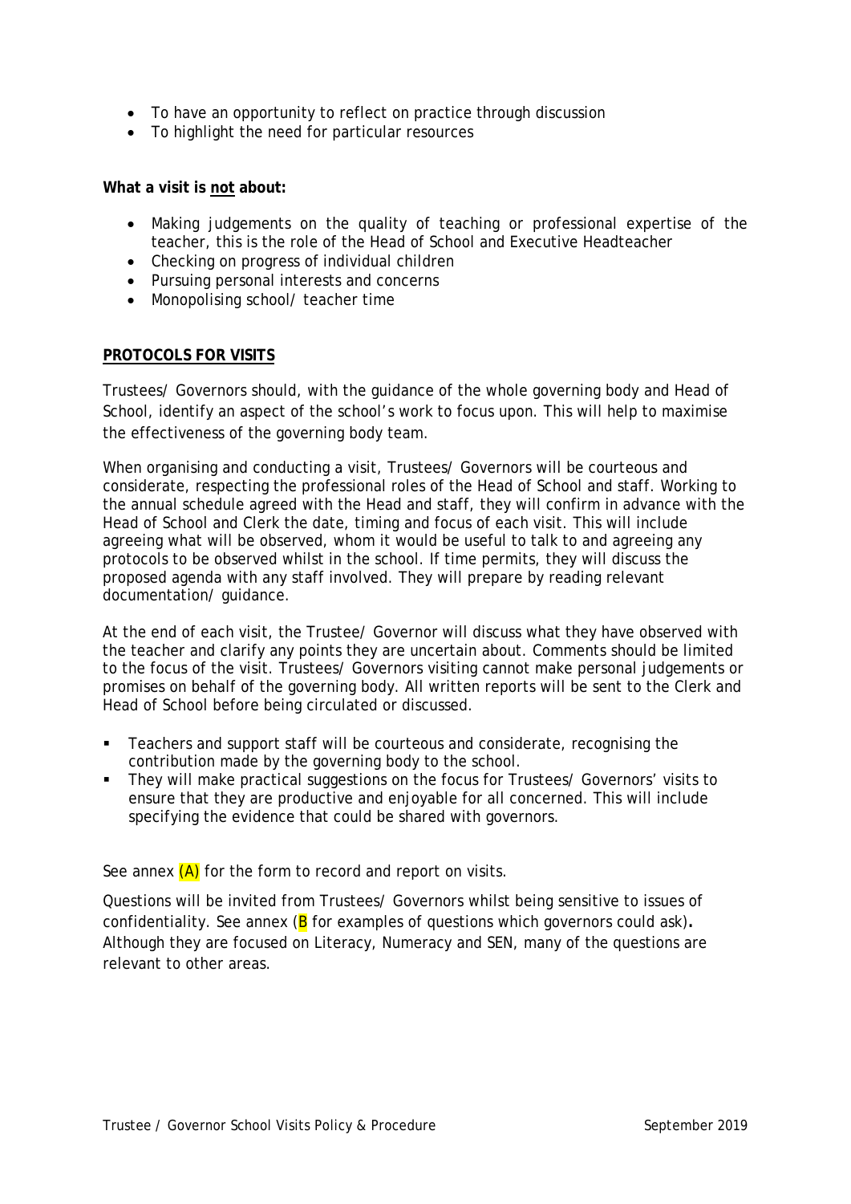- To have an opportunity to reflect on practice through discussion
- To highlight the need for particular resources

**What a visit is not about:**

- Making judgements on the quality of teaching or professional expertise of the teacher, this is the role of the Head of School and Executive Headteacher
- Checking on progress of individual children
- Pursuing personal interests and concerns
- Monopolising school/ teacher time

**PROTOCOLS FOR VISITS**

Trustees/ Governors should, with the guidance of the whole governing body and Head of School, identify an aspect of the school's work to focus upon. This will help to maximise the effectiveness of the governing body team.

When organising and conducting a visit, Trustees/ Governors will be courteous and considerate, respecting the professional roles of the Head of School and staff. Working to the annual schedule agreed with the Head and staff, they will confirm in advance with the Head of School and Clerk the date, timing and focus of each visit. This will include agreeing what will be observed, whom it would be useful to talk to and agreeing any protocols to be observed whilst in the school. If time permits, they will discuss the proposed agenda with any staff involved. They will prepare by reading relevant documentation/ guidance.

At the end of each visit, the Trustee/ Governor will discuss what they have observed with the teacher and clarify any points they are uncertain about. Comments should be limited to the focus of the visit. Trustees/ Governors visiting cannot make personal judgements or promises on behalf of the governing body. All written reports will be sent to the Clerk and Head of School before being circulated or discussed.

- Teachers and support staff will be courteous and considerate, recognising the contribution made by the governing body to the school.
- They will make practical suggestions on the focus for Trustees/ Governors' visits to ensure that they are productive and enjoyable for all concerned. This will include specifying the evidence that could be shared with governors.

See annex (A) for the form to record and report on visits.

Questions will be invited from Trustees/ Governors whilst being sensitive to issues of confidentiality. See annex (B for examples of questions which governors could ask)**.** Although they are focused on Literacy, Numeracy and SEN, many of the questions are relevant to other areas.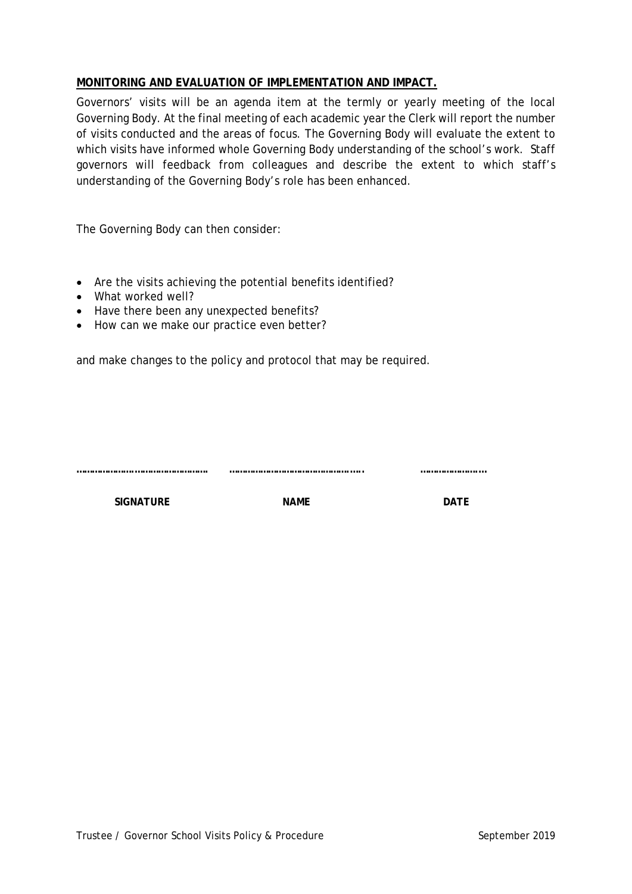**MONITORING AND EVALUATION OF IMPLEMENTATION AND IMPACT.**

Governors' visits will be an agenda item at the termly or yearly meeting of the local Governing Body. At the final meeting of each academic year the Clerk will report the number of visits conducted and the areas of focus. The Governing Body will evaluate the extent to which visits have informed whole Governing Body understanding of the school's work. Staff governors will feedback from colleagues and describe the extent to which staff's understanding of the Governing Body's role has been enhanced.

The Governing Body can then consider:

- Are the visits achieving the potential benefits identified?
- What worked well?
- Have there been any unexpected benefits?
- How can we make our practice even better?

and make changes to the policy and protocol that may be required.

……………………………………… ………………………………………. ……………………

**SIGNATURE** **NAME** **DATE**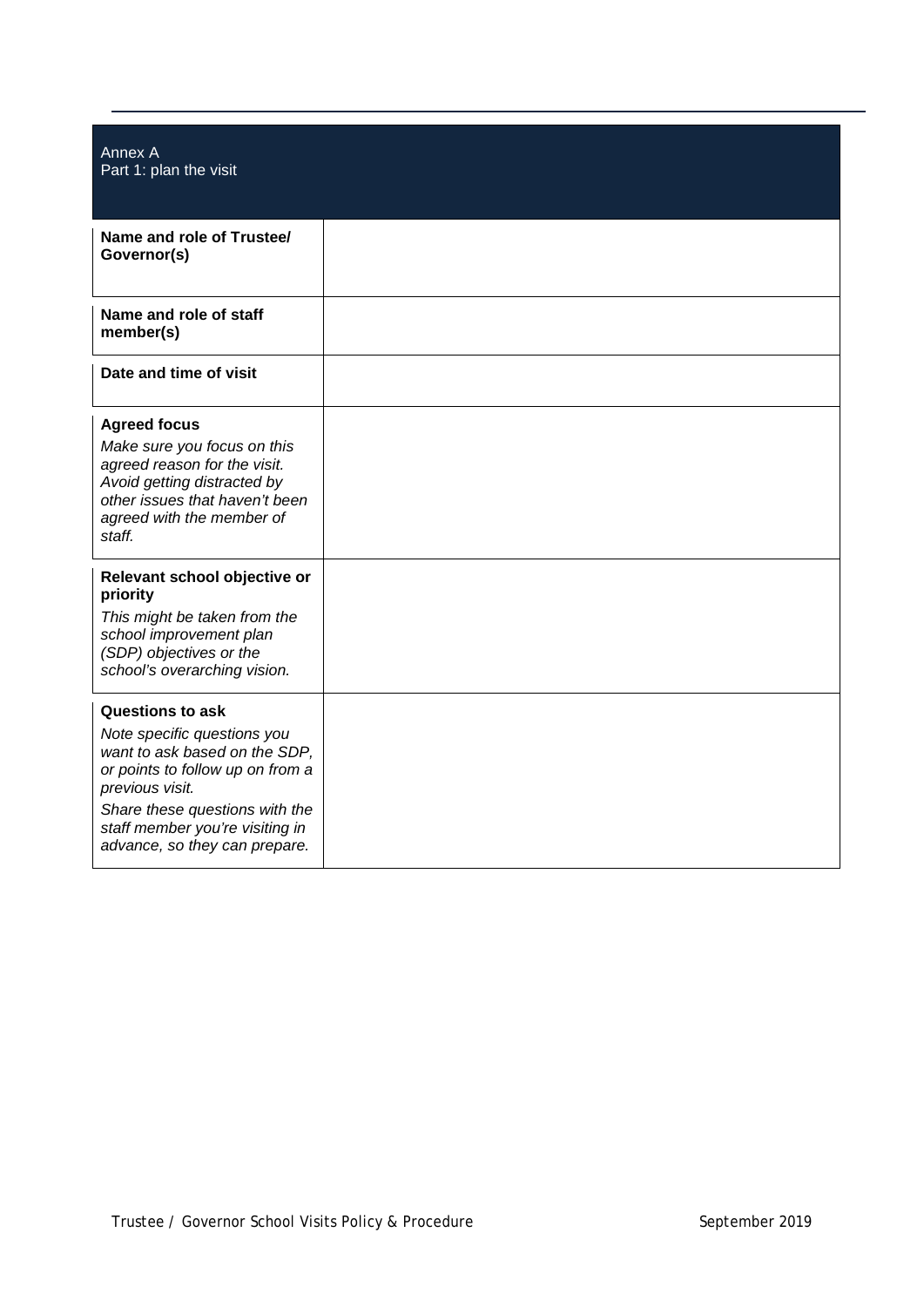# Annex A

## Part 1: plan the visit

| | |
|---|---|
| **Name and role of Trustee/ Governor(s)** | |
| **Name and role of staff member(s)** | |
| **Date and time of visit** | |
| **Agreed focus**<br>*Make sure you focus on this agreed reason for the visit. Avoid getting distracted by other issues that haven't been agreed with the member of staff.* | |
| **Relevant school objective or priority**<br>*This might be taken from the school improvement plan (SDP) objectives or the school's overarching vision.* | |
| **Questions to ask**<br>*Note specific questions you want to ask based on the SDP, or points to follow up on from a previous visit.*<br>*Share these questions with the staff member you're visiting in advance, so they can prepare.* | |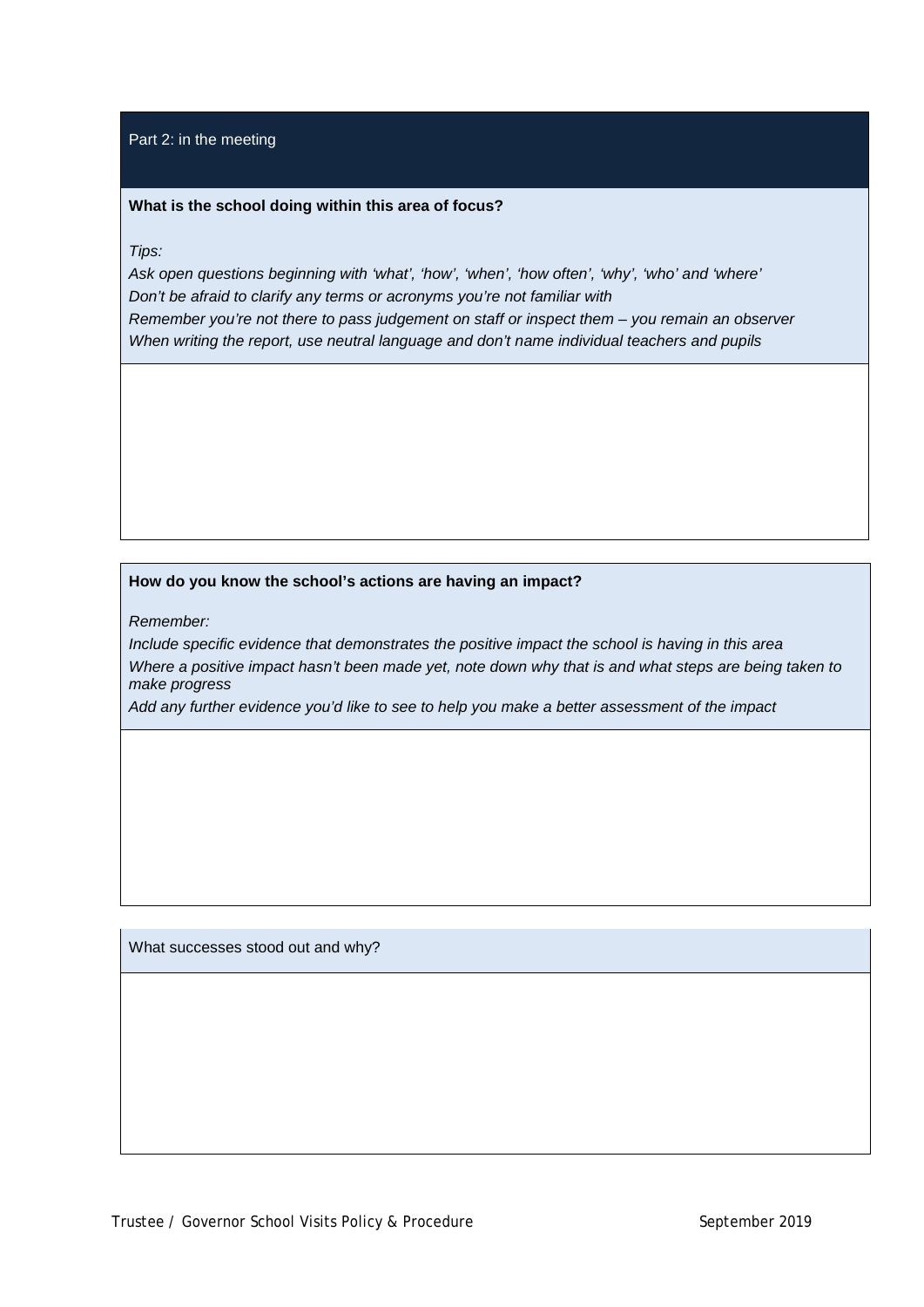## Part 2: in the meeting

**What is the school doing within this area of focus?**

*Tips:*

*Ask open questions beginning with 'what', 'how', 'when', 'how often', 'why', 'who' and 'where'*

*Don't be afraid to clarify any terms or acronyms you're not familiar with*

*Remember you're not there to pass judgement on staff or inspect them – you remain an observer*

*When writing the report, use neutral language and don't name individual teachers and pupils*

**How do you know the school's actions are having an impact?**

*Remember:*

*Include specific evidence that demonstrates the positive impact the school is having in this area*

*Where a positive impact hasn't been made yet, note down why that is and what steps are being taken to make progress*

*Add any further evidence you'd like to see to help you make a better assessment of the impact*

What successes stood out and why?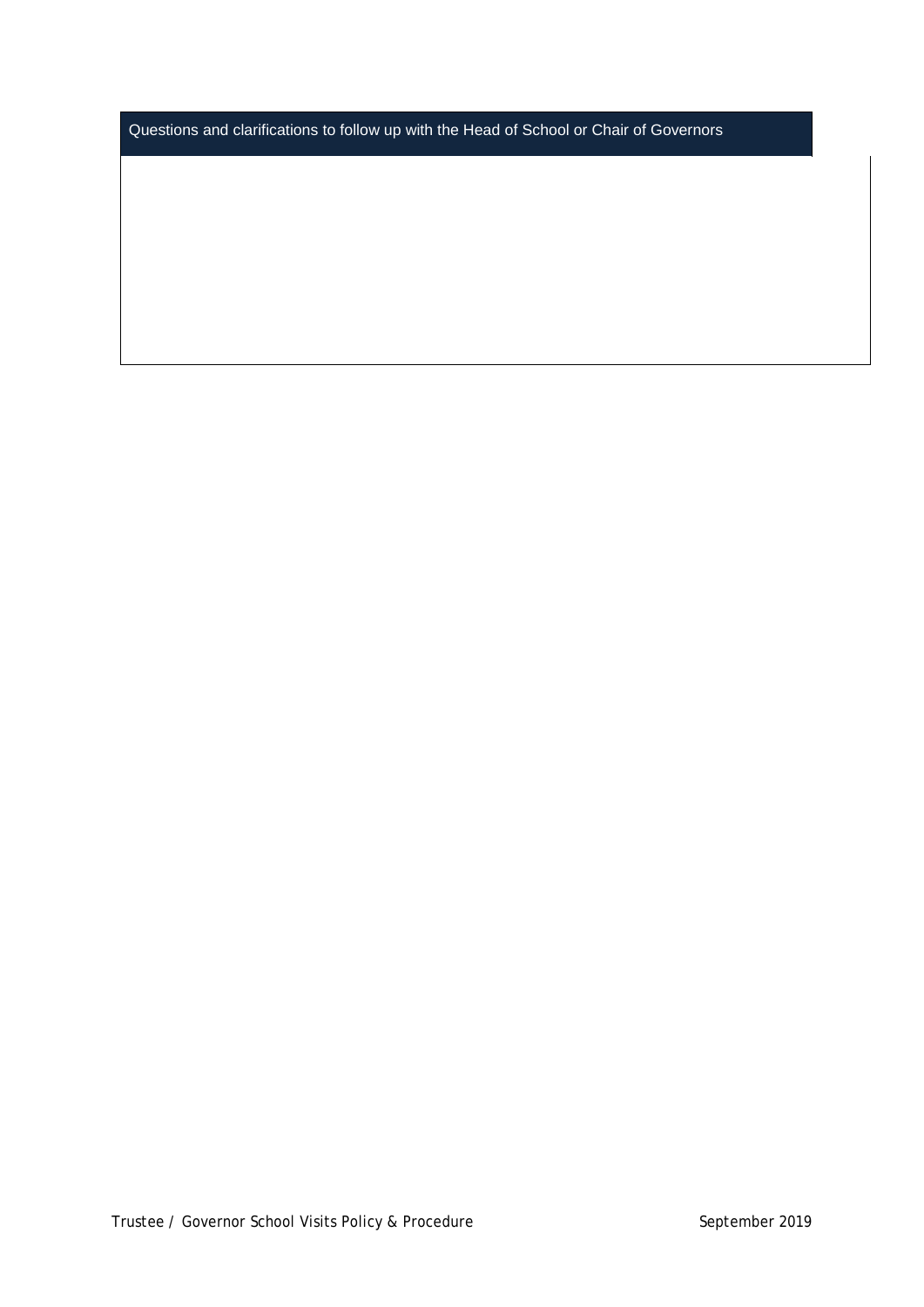| Questions and clarifications to follow up with the Head of School or Chair of Governors |
| --- |
| |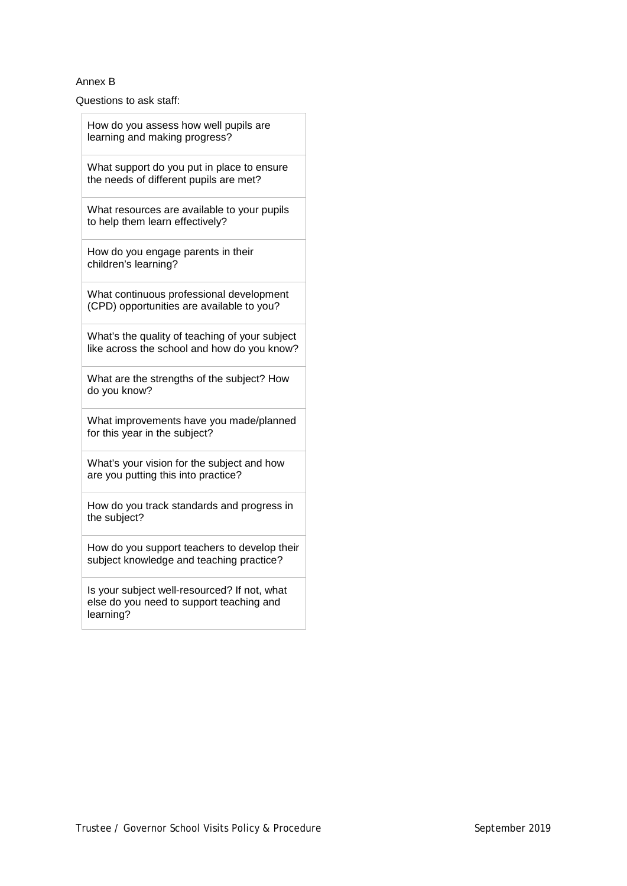Annex B

Questions to ask staff:

| How do you assess how well pupils are learning and making progress? |
| --- |
| What support do you put in place to ensure the needs of different pupils are met? |
| What resources are available to your pupils to help them learn effectively? |
| How do you engage parents in their children's learning? |
| What continuous professional development (CPD) opportunities are available to you? |
| What's the quality of teaching of your subject like across the school and how do you know? |
| What are the strengths of the subject? How do you know? |
| What improvements have you made/planned for this year in the subject? |
| What's your vision for the subject and how are you putting this into practice? |
| How do you track standards and progress in the subject? |
| How do you support teachers to develop their subject knowledge and teaching practice? |
| Is your subject well-resourced? If not, what else do you need to support teaching and learning? |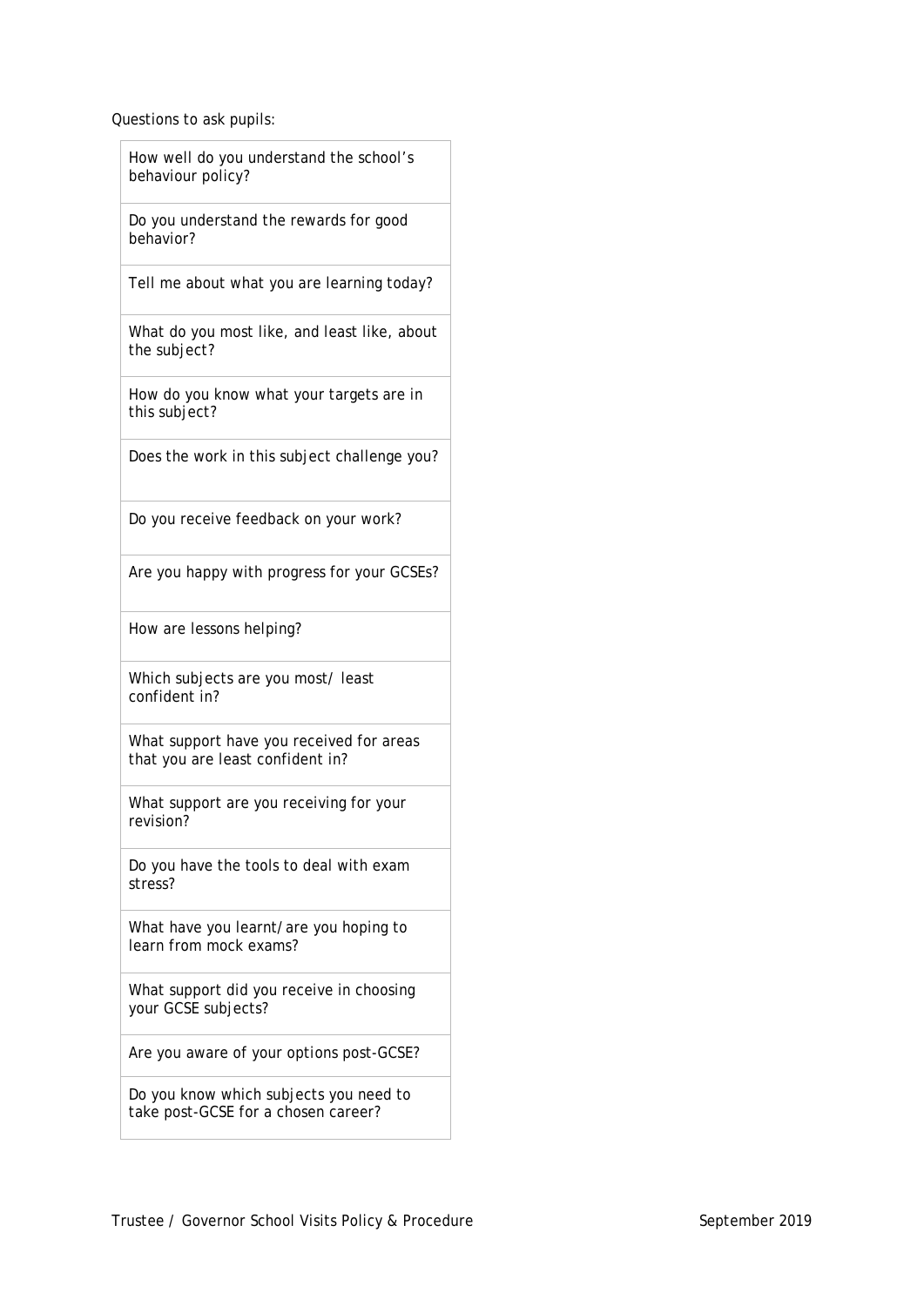Questions to ask pupils:

| |
|---|
| How well do you understand the school's behaviour policy? |
| Do you understand the rewards for good behavior? |
| Tell me about what you are learning today? |
| What do you most like, and least like, about the subject? |
| How do you know what your targets are in this subject? |
| Does the work in this subject challenge you? |
| Do you receive feedback on your work? |
| Are you happy with progress for your GCSEs? |
| How are lessons helping? |
| Which subjects are you most/ least confident in? |
| What support have you received for areas that you are least confident in? |
| What support are you receiving for your revision? |
| Do you have the tools to deal with exam stress? |
| What have you learnt/are you hoping to learn from mock exams? |
| What support did you receive in choosing your GCSE subjects? |
| Are you aware of your options post-GCSE? |
| Do you know which subjects you need to take post-GCSE for a chosen career? |